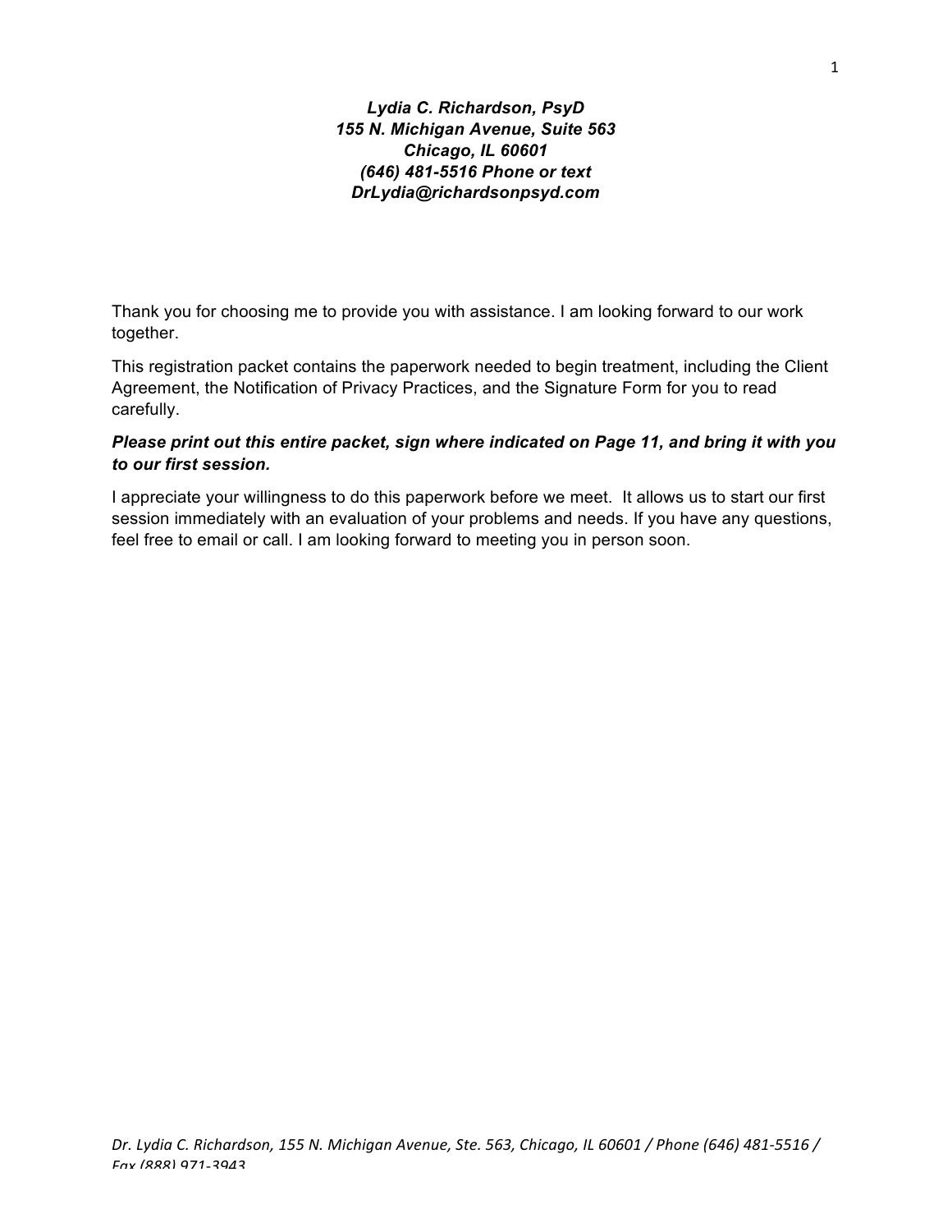***Lydia C. Richardson, PsyD***
***155 N. Michigan Avenue, Suite 563***
***Chicago, IL 60601***
***(646) 481-5516 Phone or text***
***DrLydia@richardsonpsyd.com***

Thank you for choosing me to provide you with assistance. I am looking forward to our work together.

This registration packet contains the paperwork needed to begin treatment, including the Client Agreement, the Notification of Privacy Practices, and the Signature Form for you to read carefully.

***Please print out this entire packet, sign where indicated on Page 11, and bring it with you to our first session.***

I appreciate your willingness to do this paperwork before we meet. It allows us to start our first session immediately with an evaluation of your problems and needs. If you have any questions, feel free to email or call. I am looking forward to meeting you in person soon.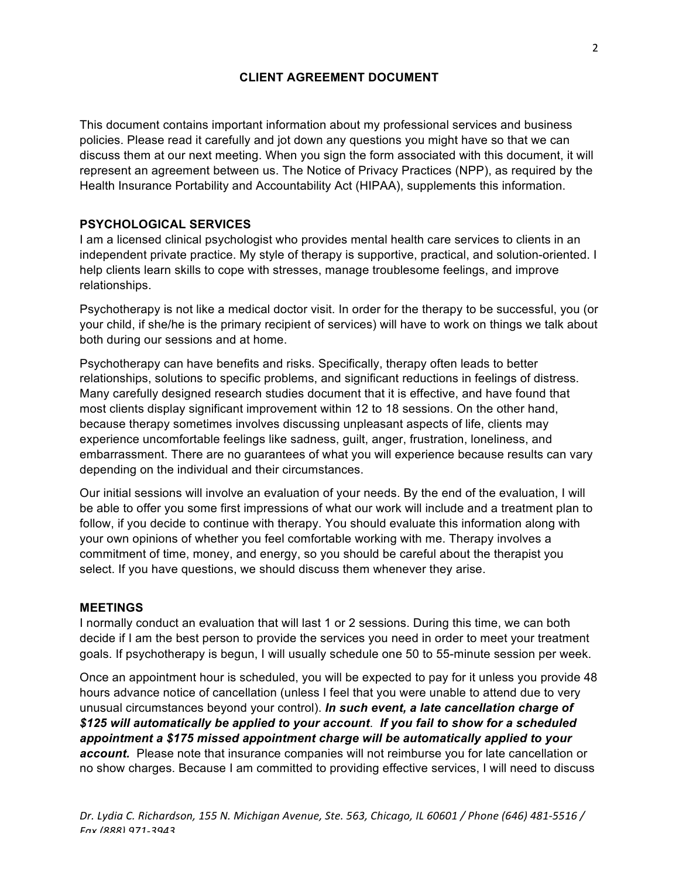# CLIENT AGREEMENT DOCUMENT

This document contains important information about my professional services and business policies. Please read it carefully and jot down any questions you might have so that we can discuss them at our next meeting. When you sign the form associated with this document, it will represent an agreement between us. The Notice of Privacy Practices (NPP), as required by the Health Insurance Portability and Accountability Act (HIPAA), supplements this information.

## PSYCHOLOGICAL SERVICES

I am a licensed clinical psychologist who provides mental health care services to clients in an independent private practice. My style of therapy is supportive, practical, and solution-oriented. I help clients learn skills to cope with stresses, manage troublesome feelings, and improve relationships.

Psychotherapy is not like a medical doctor visit. In order for the therapy to be successful, you (or your child, if she/he is the primary recipient of services) will have to work on things we talk about both during our sessions and at home.

Psychotherapy can have benefits and risks. Specifically, therapy often leads to better relationships, solutions to specific problems, and significant reductions in feelings of distress. Many carefully designed research studies document that it is effective, and have found that most clients display significant improvement within 12 to 18 sessions. On the other hand, because therapy sometimes involves discussing unpleasant aspects of life, clients may experience uncomfortable feelings like sadness, guilt, anger, frustration, loneliness, and embarrassment. There are no guarantees of what you will experience because results can vary depending on the individual and their circumstances.

Our initial sessions will involve an evaluation of your needs. By the end of the evaluation, I will be able to offer you some first impressions of what our work will include and a treatment plan to follow, if you decide to continue with therapy. You should evaluate this information along with your own opinions of whether you feel comfortable working with me. Therapy involves a commitment of time, money, and energy, so you should be careful about the therapist you select. If you have questions, we should discuss them whenever they arise.

## MEETINGS

I normally conduct an evaluation that will last 1 or 2 sessions. During this time, we can both decide if I am the best person to provide the services you need in order to meet your treatment goals. If psychotherapy is begun, I will usually schedule one 50 to 55-minute session per week.

Once an appointment hour is scheduled, you will be expected to pay for it unless you provide 48 hours advance notice of cancellation (unless I feel that you were unable to attend due to very unusual circumstances beyond your control). ***In such event, a late cancellation charge of $125 will automatically be applied to your account***. ***If you fail to show for a scheduled appointment a $175 missed appointment charge will be automatically applied to your account.*** Please note that insurance companies will not reimburse you for late cancellation or no show charges. Because I am committed to providing effective services, I will need to discuss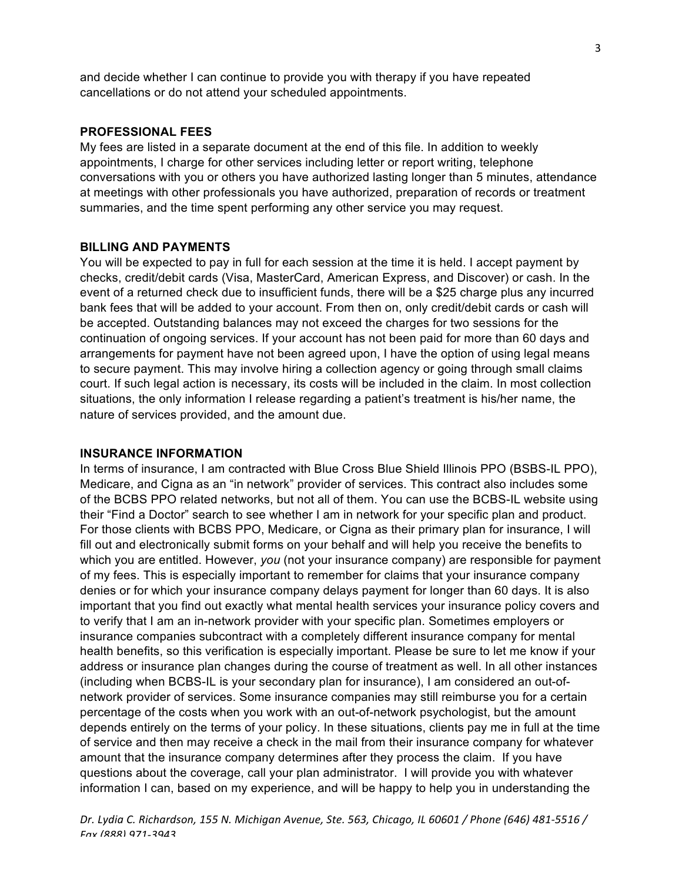and decide whether I can continue to provide you with therapy if you have repeated cancellations or do not attend your scheduled appointments.

**PROFESSIONAL FEES**

My fees are listed in a separate document at the end of this file. In addition to weekly appointments, I charge for other services including letter or report writing, telephone conversations with you or others you have authorized lasting longer than 5 minutes, attendance at meetings with other professionals you have authorized, preparation of records or treatment summaries, and the time spent performing any other service you may request.

**BILLING AND PAYMENTS**

You will be expected to pay in full for each session at the time it is held. I accept payment by checks, credit/debit cards (Visa, MasterCard, American Express, and Discover) or cash. In the event of a returned check due to insufficient funds, there will be a $25 charge plus any incurred bank fees that will be added to your account. From then on, only credit/debit cards or cash will be accepted. Outstanding balances may not exceed the charges for two sessions for the continuation of ongoing services. If your account has not been paid for more than 60 days and arrangements for payment have not been agreed upon, I have the option of using legal means to secure payment. This may involve hiring a collection agency or going through small claims court. If such legal action is necessary, its costs will be included in the claim. In most collection situations, the only information I release regarding a patient's treatment is his/her name, the nature of services provided, and the amount due.

**INSURANCE INFORMATION**

In terms of insurance, I am contracted with Blue Cross Blue Shield Illinois PPO (BSBS-IL PPO), Medicare, and Cigna as an "in network" provider of services. This contract also includes some of the BCBS PPO related networks, but not all of them. You can use the BCBS-IL website using their "Find a Doctor" search to see whether I am in network for your specific plan and product. For those clients with BCBS PPO, Medicare, or Cigna as their primary plan for insurance, I will fill out and electronically submit forms on your behalf and will help you receive the benefits to which you are entitled. However, *you* (not your insurance company) are responsible for payment of my fees. This is especially important to remember for claims that your insurance company denies or for which your insurance company delays payment for longer than 60 days. It is also important that you find out exactly what mental health services your insurance policy covers and to verify that I am an in-network provider with your specific plan. Sometimes employers or insurance companies subcontract with a completely different insurance company for mental health benefits, so this verification is especially important. Please be sure to let me know if your address or insurance plan changes during the course of treatment as well. In all other instances (including when BCBS-IL is your secondary plan for insurance), I am considered an out-of-network provider of services. Some insurance companies may still reimburse you for a certain percentage of the costs when you work with an out-of-network psychologist, but the amount depends entirely on the terms of your policy. In these situations, clients pay me in full at the time of service and then may receive a check in the mail from their insurance company for whatever amount that the insurance company determines after they process the claim. If you have questions about the coverage, call your plan administrator. I will provide you with whatever information I can, based on my experience, and will be happy to help you in understanding the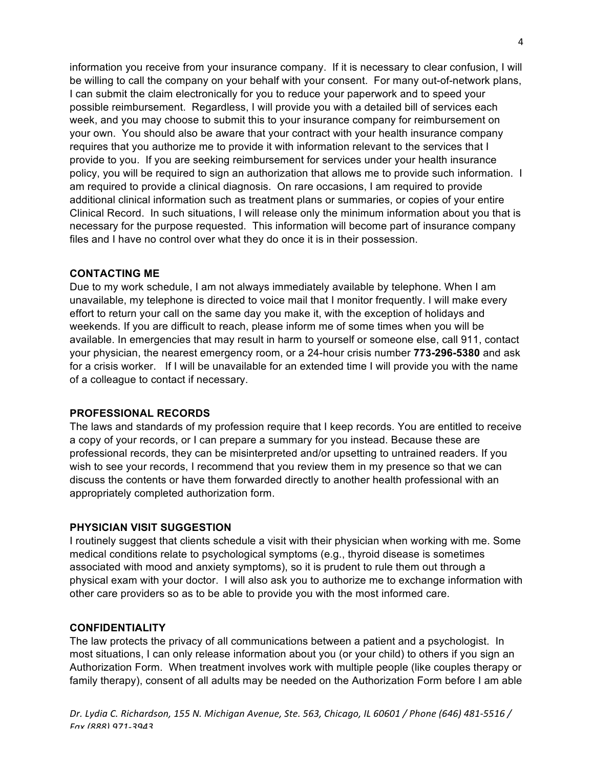information you receive from your insurance company. If it is necessary to clear confusion, I will be willing to call the company on your behalf with your consent. For many out-of-network plans, I can submit the claim electronically for you to reduce your paperwork and to speed your possible reimbursement. Regardless, I will provide you with a detailed bill of services each week, and you may choose to submit this to your insurance company for reimbursement on your own. You should also be aware that your contract with your health insurance company requires that you authorize me to provide it with information relevant to the services that I provide to you. If you are seeking reimbursement for services under your health insurance policy, you will be required to sign an authorization that allows me to provide such information. I am required to provide a clinical diagnosis. On rare occasions, I am required to provide additional clinical information such as treatment plans or summaries, or copies of your entire Clinical Record. In such situations, I will release only the minimum information about you that is necessary for the purpose requested. This information will become part of insurance company files and I have no control over what they do once it is in their possession.

**CONTACTING ME**

Due to my work schedule, I am not always immediately available by telephone. When I am unavailable, my telephone is directed to voice mail that I monitor frequently. I will make every effort to return your call on the same day you make it, with the exception of holidays and weekends. If you are difficult to reach, please inform me of some times when you will be available. In emergencies that may result in harm to yourself or someone else, call 911, contact your physician, the nearest emergency room, or a 24-hour crisis number **773-296-5380** and ask for a crisis worker. If I will be unavailable for an extended time I will provide you with the name of a colleague to contact if necessary.

**PROFESSIONAL RECORDS**

The laws and standards of my profession require that I keep records. You are entitled to receive a copy of your records, or I can prepare a summary for you instead. Because these are professional records, they can be misinterpreted and/or upsetting to untrained readers. If you wish to see your records, I recommend that you review them in my presence so that we can discuss the contents or have them forwarded directly to another health professional with an appropriately completed authorization form.

**PHYSICIAN VISIT SUGGESTION**

I routinely suggest that clients schedule a visit with their physician when working with me. Some medical conditions relate to psychological symptoms (e.g., thyroid disease is sometimes associated with mood and anxiety symptoms), so it is prudent to rule them out through a physical exam with your doctor. I will also ask you to authorize me to exchange information with other care providers so as to be able to provide you with the most informed care.

**CONFIDENTIALITY**

The law protects the privacy of all communications between a patient and a psychologist. In most situations, I can only release information about you (or your child) to others if you sign an Authorization Form. When treatment involves work with multiple people (like couples therapy or family therapy), consent of all adults may be needed on the Authorization Form before I am able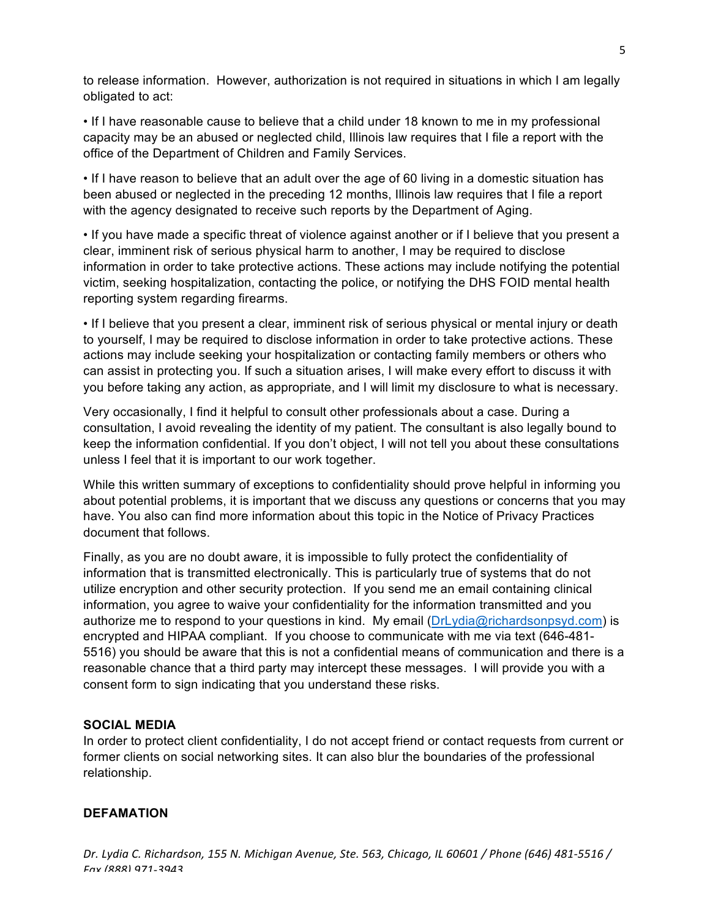to release information. However, authorization is not required in situations in which I am legally obligated to act:

• If I have reasonable cause to believe that a child under 18 known to me in my professional capacity may be an abused or neglected child, Illinois law requires that I file a report with the office of the Department of Children and Family Services.

• If I have reason to believe that an adult over the age of 60 living in a domestic situation has been abused or neglected in the preceding 12 months, Illinois law requires that I file a report with the agency designated to receive such reports by the Department of Aging.

• If you have made a specific threat of violence against another or if I believe that you present a clear, imminent risk of serious physical harm to another, I may be required to disclose information in order to take protective actions. These actions may include notifying the potential victim, seeking hospitalization, contacting the police, or notifying the DHS FOID mental health reporting system regarding firearms.

• If I believe that you present a clear, imminent risk of serious physical or mental injury or death to yourself, I may be required to disclose information in order to take protective actions. These actions may include seeking your hospitalization or contacting family members or others who can assist in protecting you. If such a situation arises, I will make every effort to discuss it with you before taking any action, as appropriate, and I will limit my disclosure to what is necessary.

Very occasionally, I find it helpful to consult other professionals about a case. During a consultation, I avoid revealing the identity of my patient. The consultant is also legally bound to keep the information confidential. If you don't object, I will not tell you about these consultations unless I feel that it is important to our work together.

While this written summary of exceptions to confidentiality should prove helpful in informing you about potential problems, it is important that we discuss any questions or concerns that you may have. You also can find more information about this topic in the Notice of Privacy Practices document that follows.

Finally, as you are no doubt aware, it is impossible to fully protect the confidentiality of information that is transmitted electronically. This is particularly true of systems that do not utilize encryption and other security protection. If you send me an email containing clinical information, you agree to waive your confidentiality for the information transmitted and you authorize me to respond to your questions in kind. My email (DrLydia@richardsonpsyd.com) is encrypted and HIPAA compliant. If you choose to communicate with me via text (646-481-5516) you should be aware that this is not a confidential means of communication and there is a reasonable chance that a third party may intercept these messages. I will provide you with a consent form to sign indicating that you understand these risks.

**SOCIAL MEDIA**

In order to protect client confidentiality, I do not accept friend or contact requests from current or former clients on social networking sites. It can also blur the boundaries of the professional relationship.

**DEFAMATION**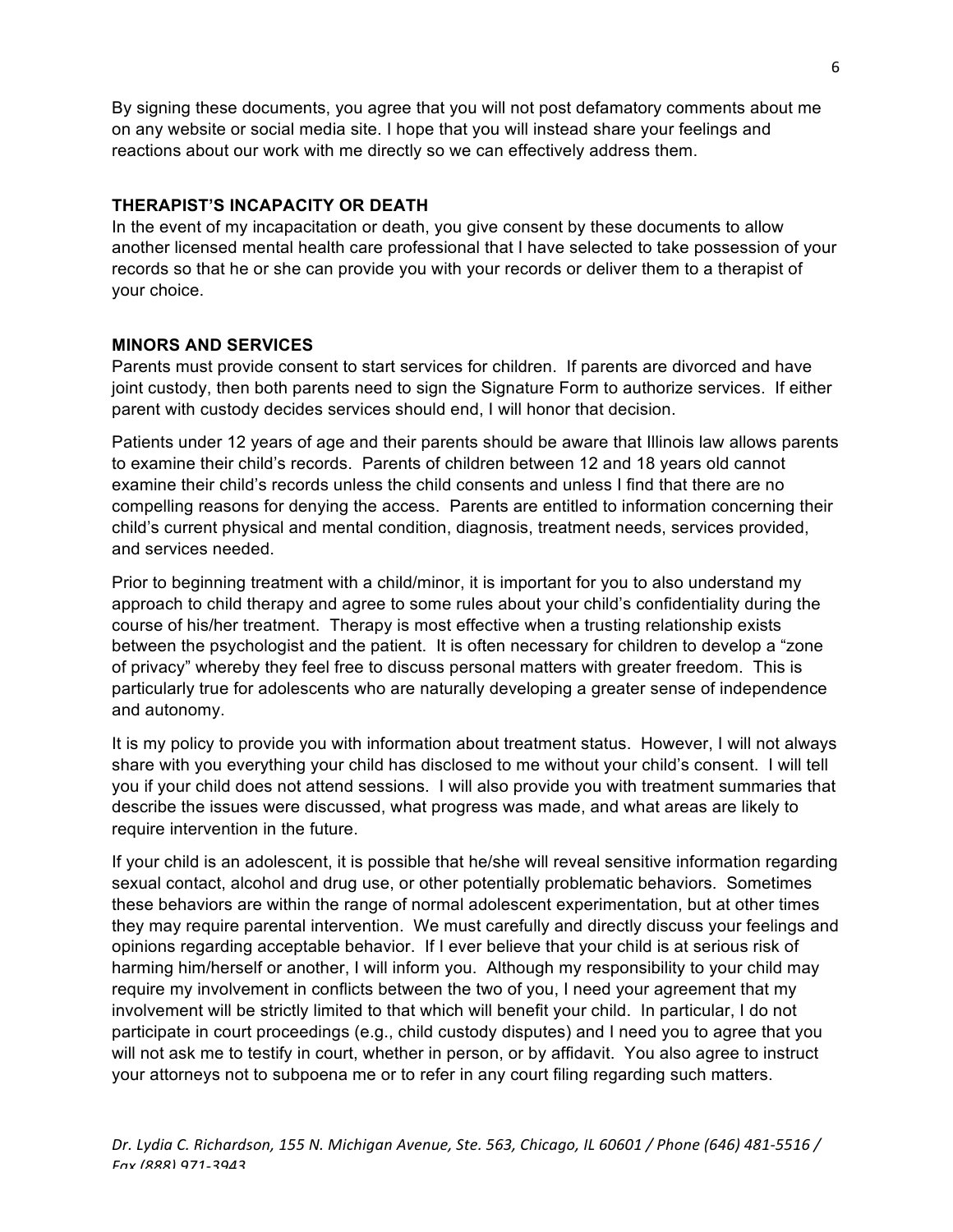By signing these documents, you agree that you will not post defamatory comments about me on any website or social media site. I hope that you will instead share your feelings and reactions about our work with me directly so we can effectively address them.

### THERAPIST'S INCAPACITY OR DEATH

In the event of my incapacitation or death, you give consent by these documents to allow another licensed mental health care professional that I have selected to take possession of your records so that he or she can provide you with your records or deliver them to a therapist of your choice.

### MINORS AND SERVICES

Parents must provide consent to start services for children. If parents are divorced and have joint custody, then both parents need to sign the Signature Form to authorize services. If either parent with custody decides services should end, I will honor that decision.

Patients under 12 years of age and their parents should be aware that Illinois law allows parents to examine their child's records. Parents of children between 12 and 18 years old cannot examine their child's records unless the child consents and unless I find that there are no compelling reasons for denying the access. Parents are entitled to information concerning their child's current physical and mental condition, diagnosis, treatment needs, services provided, and services needed.

Prior to beginning treatment with a child/minor, it is important for you to also understand my approach to child therapy and agree to some rules about your child's confidentiality during the course of his/her treatment. Therapy is most effective when a trusting relationship exists between the psychologist and the patient. It is often necessary for children to develop a "zone of privacy" whereby they feel free to discuss personal matters with greater freedom. This is particularly true for adolescents who are naturally developing a greater sense of independence and autonomy.

It is my policy to provide you with information about treatment status. However, I will not always share with you everything your child has disclosed to me without your child's consent. I will tell you if your child does not attend sessions. I will also provide you with treatment summaries that describe the issues were discussed, what progress was made, and what areas are likely to require intervention in the future.

If your child is an adolescent, it is possible that he/she will reveal sensitive information regarding sexual contact, alcohol and drug use, or other potentially problematic behaviors. Sometimes these behaviors are within the range of normal adolescent experimentation, but at other times they may require parental intervention. We must carefully and directly discuss your feelings and opinions regarding acceptable behavior. If I ever believe that your child is at serious risk of harming him/herself or another, I will inform you. Although my responsibility to your child may require my involvement in conflicts between the two of you, I need your agreement that my involvement will be strictly limited to that which will benefit your child. In particular, I do not participate in court proceedings (e.g., child custody disputes) and I need you to agree that you will not ask me to testify in court, whether in person, or by affidavit. You also agree to instruct your attorneys not to subpoena me or to refer in any court filing regarding such matters.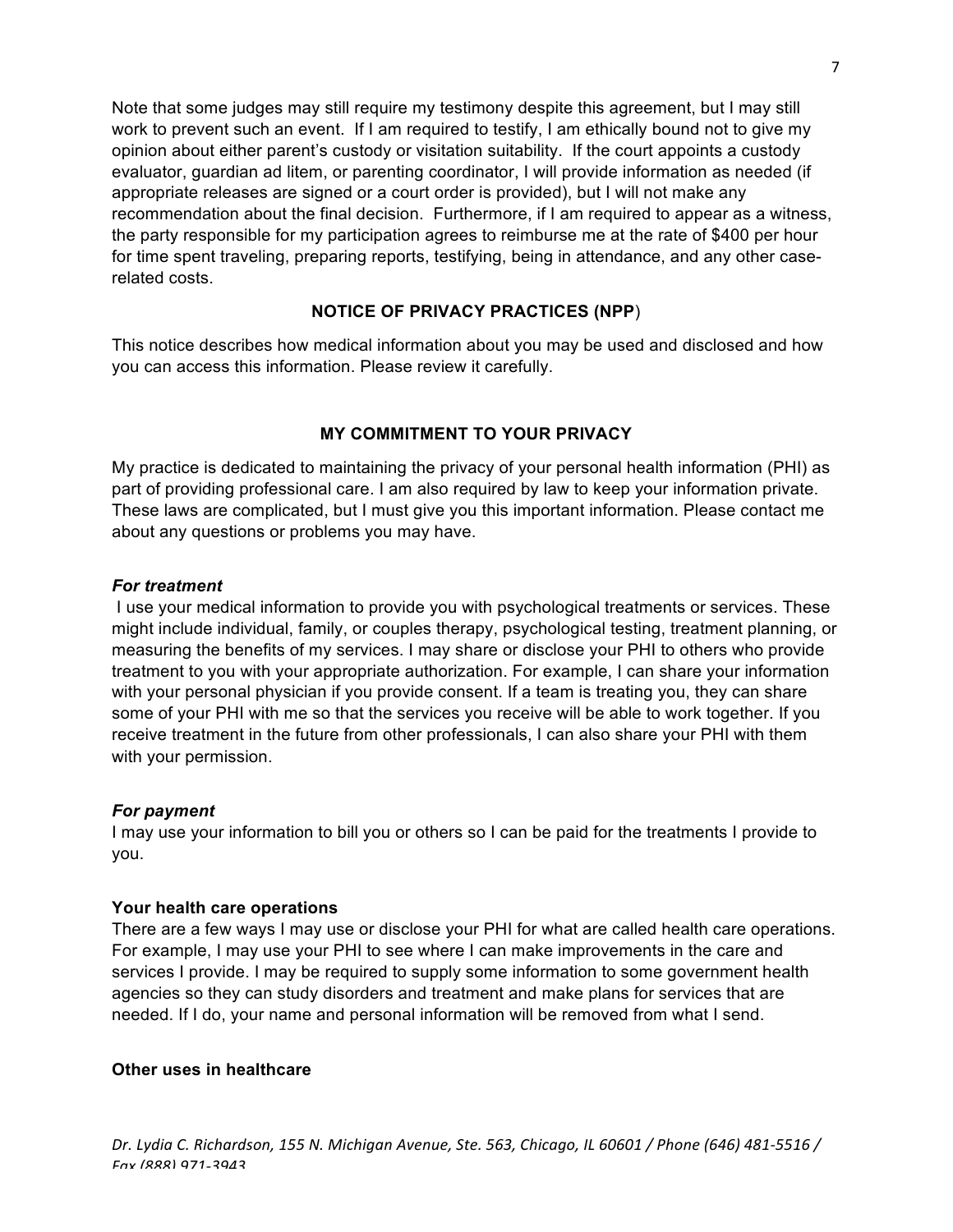Note that some judges may still require my testimony despite this agreement, but I may still work to prevent such an event. If I am required to testify, I am ethically bound not to give my opinion about either parent's custody or visitation suitability. If the court appoints a custody evaluator, guardian ad litem, or parenting coordinator, I will provide information as needed (if appropriate releases are signed or a court order is provided), but I will not make any recommendation about the final decision. Furthermore, if I am required to appear as a witness, the party responsible for my participation agrees to reimburse me at the rate of $400 per hour for time spent traveling, preparing reports, testifying, being in attendance, and any other case-related costs.

## NOTICE OF PRIVACY PRACTICES (NPP)

This notice describes how medical information about you may be used and disclosed and how you can access this information. Please review it carefully.

## MY COMMITMENT TO YOUR PRIVACY

My practice is dedicated to maintaining the privacy of your personal health information (PHI) as part of providing professional care. I am also required by law to keep your information private. These laws are complicated, but I must give you this important information. Please contact me about any questions or problems you may have.

### *For treatment*

I use your medical information to provide you with psychological treatments or services. These might include individual, family, or couples therapy, psychological testing, treatment planning, or measuring the benefits of my services. I may share or disclose your PHI to others who provide treatment to you with your appropriate authorization. For example, I can share your information with your personal physician if you provide consent. If a team is treating you, they can share some of your PHI with me so that the services you receive will be able to work together. If you receive treatment in the future from other professionals, I can also share your PHI with them with your permission.

### *For payment*

I may use your information to bill you or others so I can be paid for the treatments I provide to you.

### Your health care operations

There are a few ways I may use or disclose your PHI for what are called health care operations. For example, I may use your PHI to see where I can make improvements in the care and services I provide. I may be required to supply some information to some government health agencies so they can study disorders and treatment and make plans for services that are needed. If I do, your name and personal information will be removed from what I send.

### Other uses in healthcare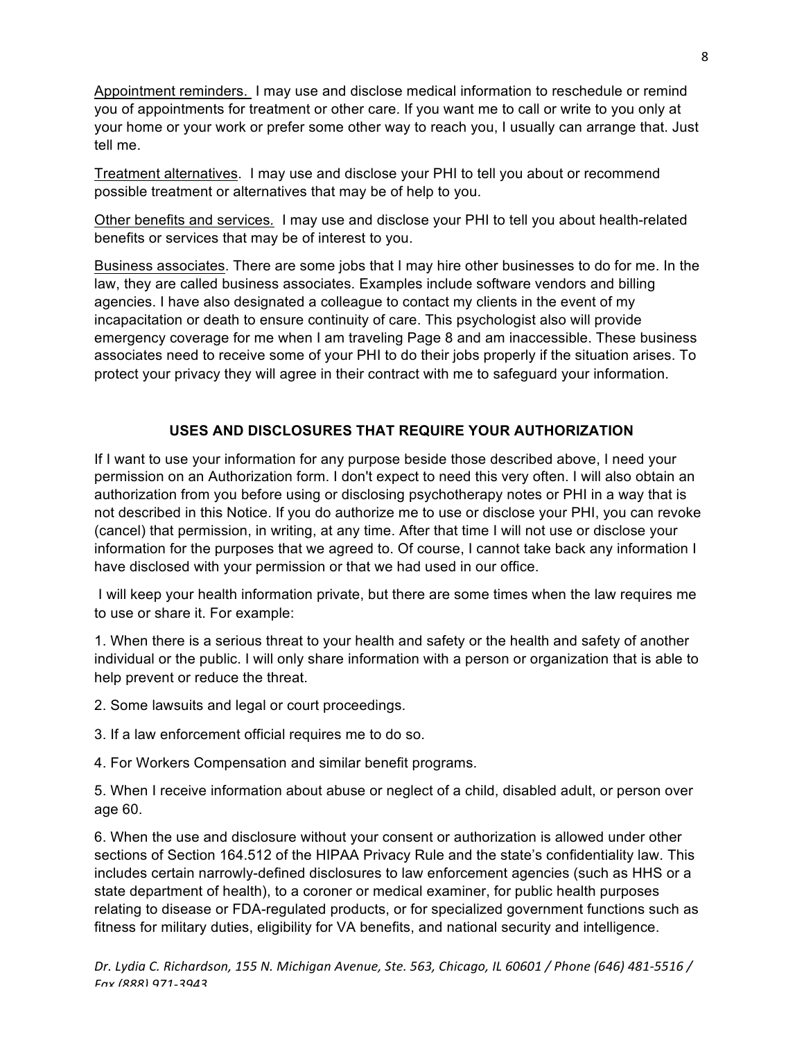Appointment reminders. I may use and disclose medical information to reschedule or remind you of appointments for treatment or other care. If you want me to call or write to you only at your home or your work or prefer some other way to reach you, I usually can arrange that. Just tell me.

Treatment alternatives. I may use and disclose your PHI to tell you about or recommend possible treatment or alternatives that may be of help to you.

Other benefits and services. I may use and disclose your PHI to tell you about health-related benefits or services that may be of interest to you.

Business associates. There are some jobs that I may hire other businesses to do for me. In the law, they are called business associates. Examples include software vendors and billing agencies. I have also designated a colleague to contact my clients in the event of my incapacitation or death to ensure continuity of care. This psychologist also will provide emergency coverage for me when I am traveling Page 8 and am inaccessible. These business associates need to receive some of your PHI to do their jobs properly if the situation arises. To protect your privacy they will agree in their contract with me to safeguard your information.

## USES AND DISCLOSURES THAT REQUIRE YOUR AUTHORIZATION

If I want to use your information for any purpose beside those described above, I need your permission on an Authorization form. I don't expect to need this very often. I will also obtain an authorization from you before using or disclosing psychotherapy notes or PHI in a way that is not described in this Notice. If you do authorize me to use or disclose your PHI, you can revoke (cancel) that permission, in writing, at any time. After that time I will not use or disclose your information for the purposes that we agreed to. Of course, I cannot take back any information I have disclosed with your permission or that we had used in our office.

I will keep your health information private, but there are some times when the law requires me to use or share it. For example:

1. When there is a serious threat to your health and safety or the health and safety of another individual or the public. I will only share information with a person or organization that is able to help prevent or reduce the threat.

2. Some lawsuits and legal or court proceedings.

3. If a law enforcement official requires me to do so.

4. For Workers Compensation and similar benefit programs.

5. When I receive information about abuse or neglect of a child, disabled adult, or person over age 60.

6. When the use and disclosure without your consent or authorization is allowed under other sections of Section 164.512 of the HIPAA Privacy Rule and the state's confidentiality law. This includes certain narrowly-defined disclosures to law enforcement agencies (such as HHS or a state department of health), to a coroner or medical examiner, for public health purposes relating to disease or FDA-regulated products, or for specialized government functions such as fitness for military duties, eligibility for VA benefits, and national security and intelligence.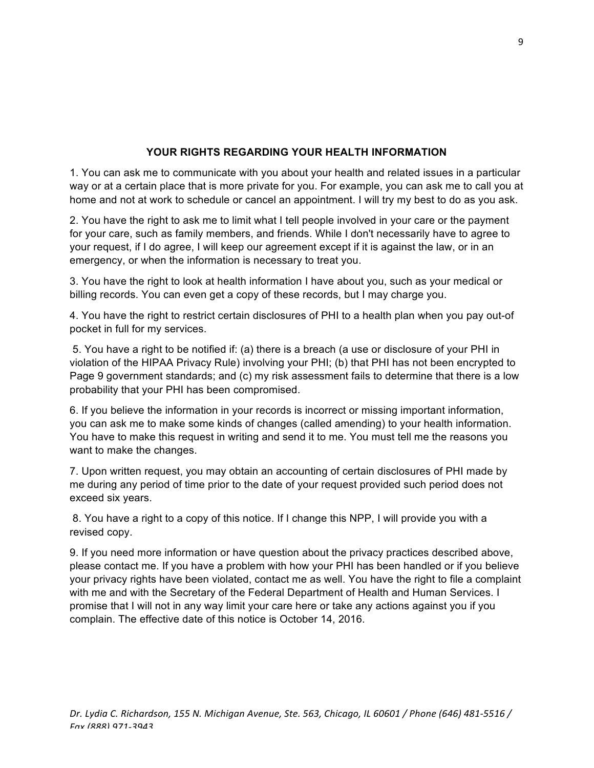## YOUR RIGHTS REGARDING YOUR HEALTH INFORMATION

1. You can ask me to communicate with you about your health and related issues in a particular way or at a certain place that is more private for you. For example, you can ask me to call you at home and not at work to schedule or cancel an appointment. I will try my best to do as you ask.

2. You have the right to ask me to limit what I tell people involved in your care or the payment for your care, such as family members, and friends. While I don't necessarily have to agree to your request, if I do agree, I will keep our agreement except if it is against the law, or in an emergency, or when the information is necessary to treat you.

3. You have the right to look at health information I have about you, such as your medical or billing records. You can even get a copy of these records, but I may charge you.

4. You have the right to restrict certain disclosures of PHI to a health plan when you pay out-of pocket in full for my services.

5. You have a right to be notified if: (a) there is a breach (a use or disclosure of your PHI in violation of the HIPAA Privacy Rule) involving your PHI; (b) that PHI has not been encrypted to Page 9 government standards; and (c) my risk assessment fails to determine that there is a low probability that your PHI has been compromised.

6. If you believe the information in your records is incorrect or missing important information, you can ask me to make some kinds of changes (called amending) to your health information. You have to make this request in writing and send it to me. You must tell me the reasons you want to make the changes.

7. Upon written request, you may obtain an accounting of certain disclosures of PHI made by me during any period of time prior to the date of your request provided such period does not exceed six years.

8. You have a right to a copy of this notice. If I change this NPP, I will provide you with a revised copy.

9. If you need more information or have question about the privacy practices described above, please contact me. If you have a problem with how your PHI has been handled or if you believe your privacy rights have been violated, contact me as well. You have the right to file a complaint with me and with the Secretary of the Federal Department of Health and Human Services. I promise that I will not in any way limit your care here or take any actions against you if you complain. The effective date of this notice is October 14, 2016.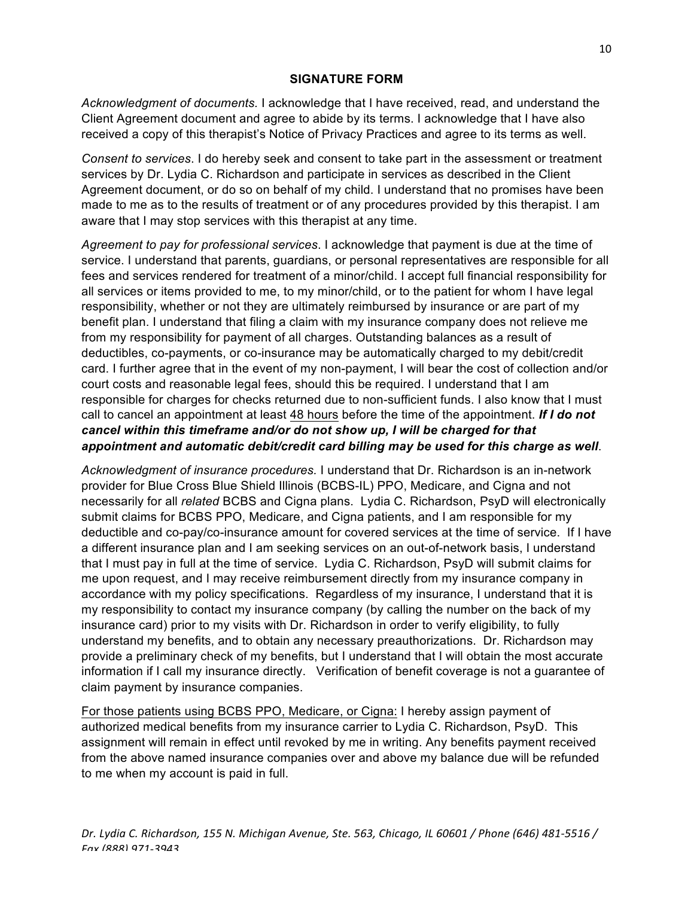## SIGNATURE FORM

*Acknowledgment of documents*. I acknowledge that I have received, read, and understand the Client Agreement document and agree to abide by its terms. I acknowledge that I have also received a copy of this therapist's Notice of Privacy Practices and agree to its terms as well.

*Consent to services*. I do hereby seek and consent to take part in the assessment or treatment services by Dr. Lydia C. Richardson and participate in services as described in the Client Agreement document, or do so on behalf of my child. I understand that no promises have been made to me as to the results of treatment or of any procedures provided by this therapist. I am aware that I may stop services with this therapist at any time.

*Agreement to pay for professional services*. I acknowledge that payment is due at the time of service. I understand that parents, guardians, or personal representatives are responsible for all fees and services rendered for treatment of a minor/child. I accept full financial responsibility for all services or items provided to me, to my minor/child, or to the patient for whom I have legal responsibility, whether or not they are ultimately reimbursed by insurance or are part of my benefit plan. I understand that filing a claim with my insurance company does not relieve me from my responsibility for payment of all charges. Outstanding balances as a result of deductibles, co-payments, or co-insurance may be automatically charged to my debit/credit card. I further agree that in the event of my non-payment, I will bear the cost of collection and/or court costs and reasonable legal fees, should this be required. I understand that I am responsible for charges for checks returned due to non-sufficient funds. I also know that I must call to cancel an appointment at least 48 hours before the time of the appointment. ***If I do not cancel within this timeframe and/or do not show up, I will be charged for that appointment and automatic debit/credit card billing may be used for this charge as well***.

*Acknowledgment of insurance procedures.* I understand that Dr. Richardson is an in-network provider for Blue Cross Blue Shield Illinois (BCBS-IL) PPO, Medicare, and Cigna and not necessarily for all *related* BCBS and Cigna plans. Lydia C. Richardson, PsyD will electronically submit claims for BCBS PPO, Medicare, and Cigna patients, and I am responsible for my deductible and co-pay/co-insurance amount for covered services at the time of service. If I have a different insurance plan and I am seeking services on an out-of-network basis, I understand that I must pay in full at the time of service. Lydia C. Richardson, PsyD will submit claims for me upon request, and I may receive reimbursement directly from my insurance company in accordance with my policy specifications. Regardless of my insurance, I understand that it is my responsibility to contact my insurance company (by calling the number on the back of my insurance card) prior to my visits with Dr. Richardson in order to verify eligibility, to fully understand my benefits, and to obtain any necessary preauthorizations. Dr. Richardson may provide a preliminary check of my benefits, but I understand that I will obtain the most accurate information if I call my insurance directly. Verification of benefit coverage is not a guarantee of claim payment by insurance companies.

For those patients using BCBS PPO, Medicare, or Cigna: I hereby assign payment of authorized medical benefits from my insurance carrier to Lydia C. Richardson, PsyD. This assignment will remain in effect until revoked by me in writing. Any benefits payment received from the above named insurance companies over and above my balance due will be refunded to me when my account is paid in full.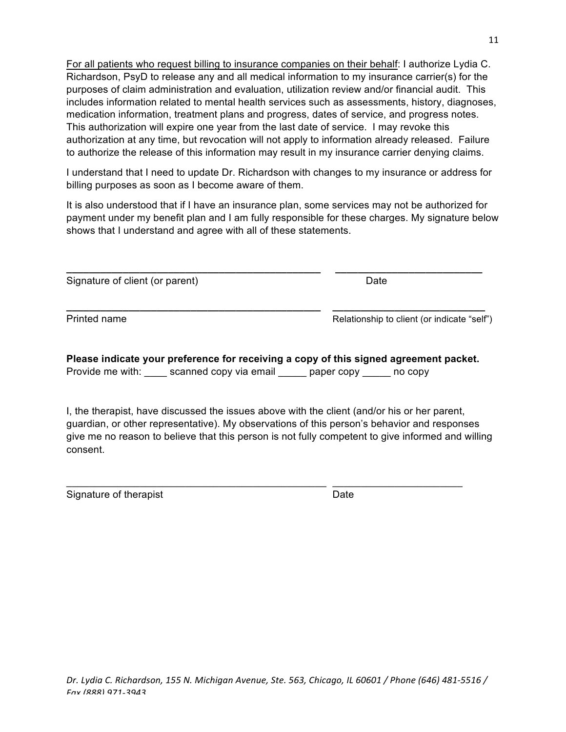<u>For all patients who request billing to insurance companies on their behalf</u>: I authorize Lydia C. Richardson, PsyD to release any and all medical information to my insurance carrier(s) for the purposes of claim administration and evaluation, utilization review and/or financial audit. This includes information related to mental health services such as assessments, history, diagnoses, medication information, treatment plans and progress, dates of service, and progress notes. This authorization will expire one year from the last date of service. I may revoke this authorization at any time, but revocation will not apply to information already released. Failure to authorize the release of this information may result in my insurance carrier denying claims.

I understand that I need to update Dr. Richardson with changes to my insurance or address for billing purposes as soon as I become aware of them.

It is also understood that if I have an insurance plan, some services may not be authorized for payment under my benefit plan and I am fully responsible for these charges. My signature below shows that I understand and agree with all of these statements.

\_\_\_\_\_\_\_\_\_\_\_\_\_\_\_\_\_\_\_\_\_\_\_\_\_\_\_\_\_\_\_\_\_\_\_\_\_\_\_\_\_\_\_\_ \_\_\_\_\_\_\_\_\_\_\_\_\_\_\_\_\_\_\_\_\_\_\_\_\_\_

Signature of client (or parent) Date

\_\_\_\_\_\_\_\_\_\_\_\_\_\_\_\_\_\_\_\_\_\_\_\_\_\_\_\_\_\_\_\_\_\_\_\_\_\_\_\_\_\_\_\_ \_\_\_\_\_\_\_\_\_\_\_\_\_\_\_\_\_\_\_\_\_\_\_\_\_\_

Printed name Relationship to client (or indicate "self")

**Please indicate your preference for receiving a copy of this signed agreement packet.**
Provide me with: \_\_\_\_ scanned copy via email \_\_\_\_\_ paper copy \_\_\_\_\_ no copy

I, the therapist, have discussed the issues above with the client (and/or his or her parent, guardian, or other representative). My observations of this person's behavior and responses give me no reason to believe that this person is not fully competent to give informed and willing consent.

\_\_\_\_\_\_\_\_\_\_\_\_\_\_\_\_\_\_\_\_\_\_\_\_\_\_\_\_\_\_\_\_\_\_\_\_\_\_\_\_\_\_\_\_ \_\_\_\_\_\_\_\_\_\_\_\_\_\_\_\_\_\_\_\_\_\_\_\_

Signature of therapist Date